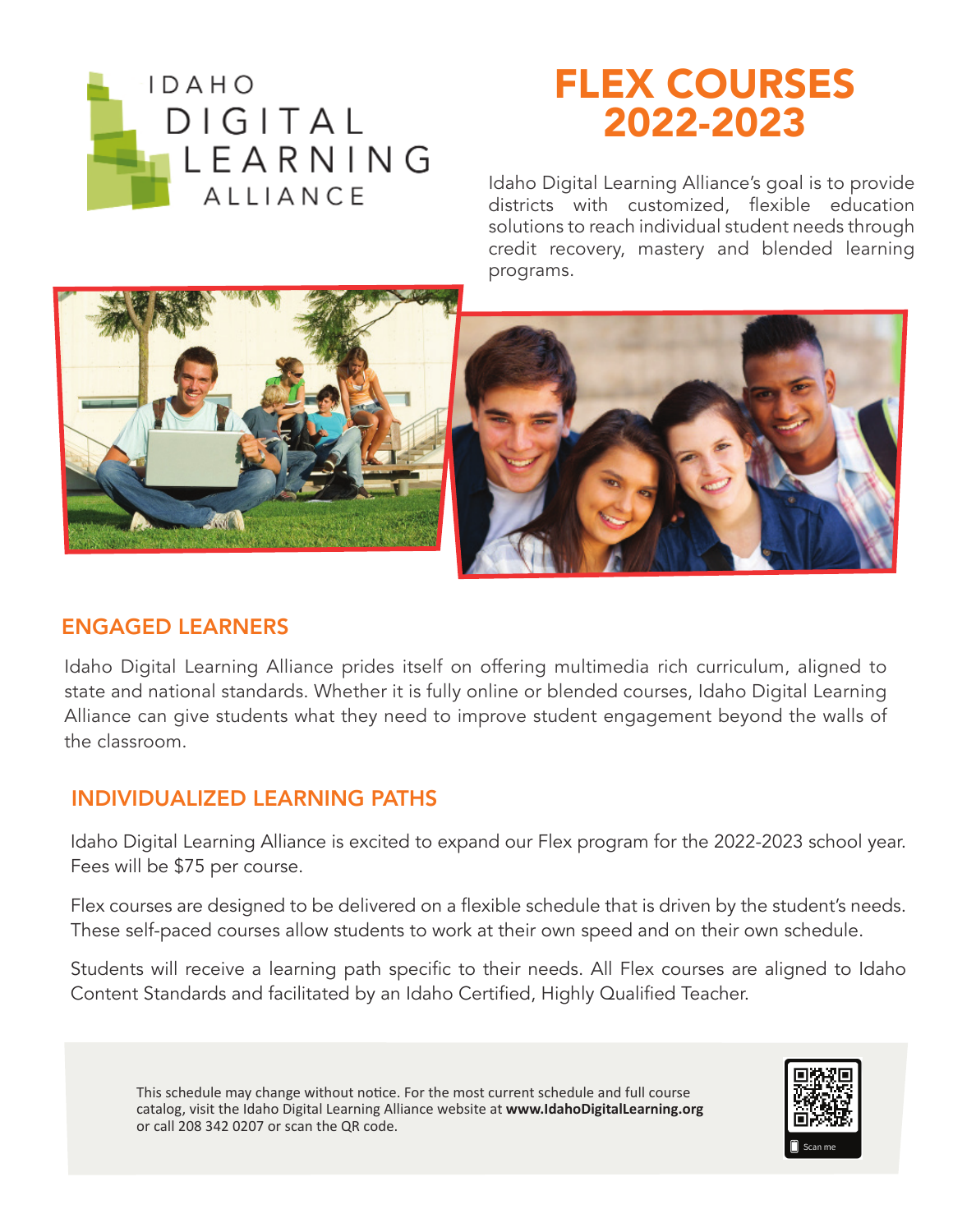IDAHO DIGITAL LEARNING ALLIANCE

# FLEX COURSES 2022-2023

Idaho Digital Learning Alliance's goal is to provide districts with customized, flexible education solutions to reach individual student needs through credit recovery, mastery and blended learning programs.

## ENGAGED LEARNERS

Idaho Digital Learning Alliance prides itself on offering multimedia rich curriculum, aligned to state and national standards. Whether it is fully online or blended courses, Idaho Digital Learning Alliance can give students what they need to improve student engagement beyond the walls of the classroom.

## INDIVIDUALIZED LEARNING PATHS

Idaho Digital Learning Alliance is excited to expand our Flex program for the 2022-2023 school year. Fees will be $75 per course.

Flex courses are designed to be delivered on a flexible schedule that is driven by the student's needs. These self-paced courses allow students to work at their own speed and on their own schedule.

Students will receive a learning path specific to their needs. All Flex courses are aligned to Idaho Content Standards and facilitated by an Idaho Certified, Highly Qualified Teacher.

This schedule may change without notice. For the most current schedule and full course catalog, visit the Idaho Digital Learning Alliance website at **www.IdahoDigitalLearning.org** or call 208 342 0207 or scan the QR code.

Scan me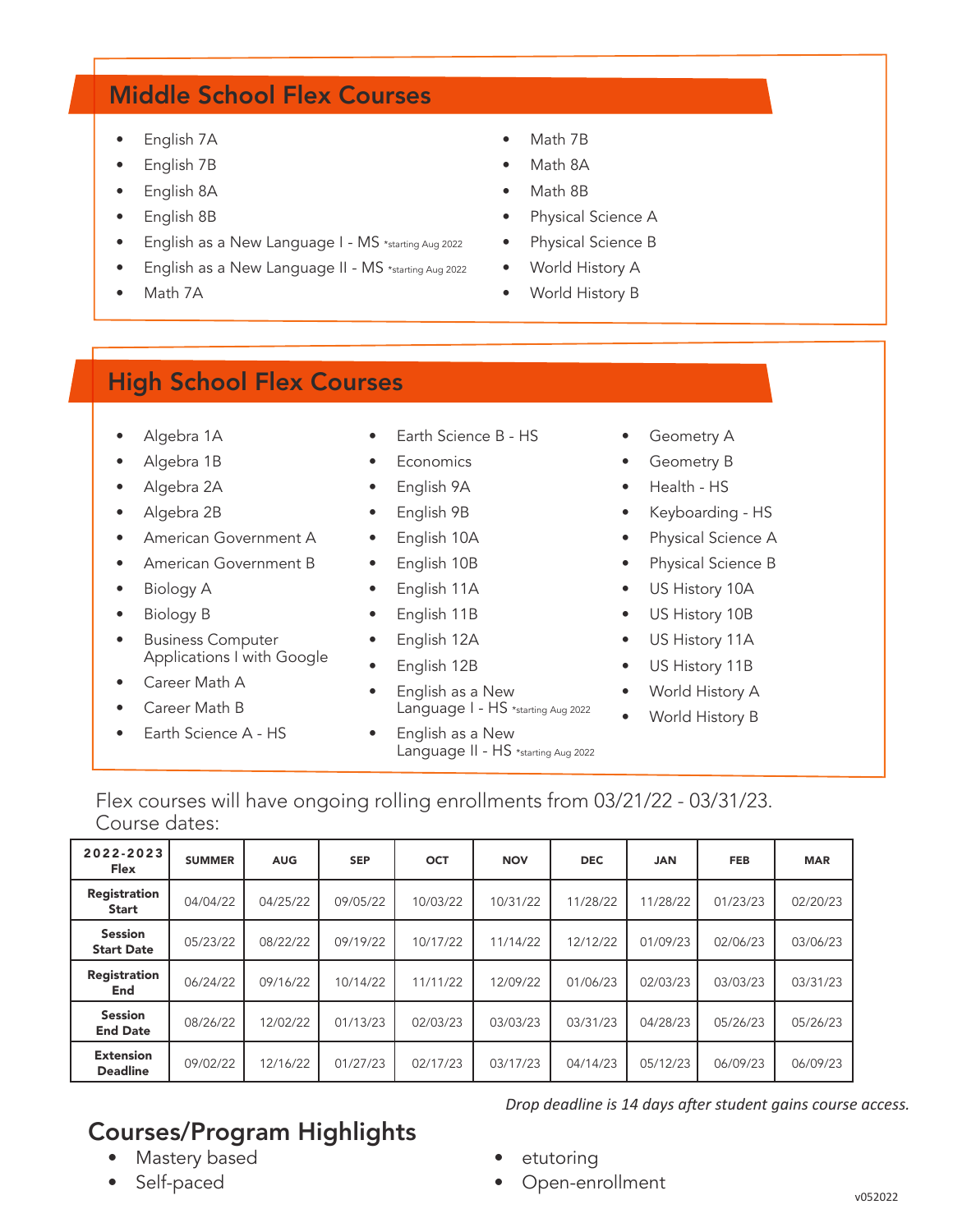## Middle School Flex Courses

- English 7A
- English 7B
- English 8A
- English 8B
- English as a New Language I - MS *starting Aug 2022
- English as a New Language II - MS *starting Aug 2022
- Math 7A
- Math 7B
- Math 8A
- Math 8B
- Physical Science A
- Physical Science B
- World History A
- World History B

## High School Flex Courses

- Algebra 1A
- Algebra 1B
- Algebra 2A
- Algebra 2B
- American Government A
- American Government B
- Biology A
- Biology B
- Business Computer Applications I with Google
- Career Math A
- Career Math B
- Earth Science A - HS
- Earth Science B - HS
- Economics
- English 9A
- English 9B
- English 10A
- English 10B
- English 11A
- English 11B
- English 12A
- English 12B
- English as a New Language I - HS *starting Aug 2022
- English as a New Language II - HS *starting Aug 2022
- Geometry A
- Geometry B
- Health - HS
- Keyboarding - HS
- Physical Science A
- Physical Science B
- US History 10A
- US History 10B
- US History 11A
- US History 11B
- World History A
- World History B

Flex courses will have ongoing rolling enrollments from 03/21/22 - 03/31/23.
Course dates:

| 2022-2023 Flex | SUMMER | AUG | SEP | OCT | NOV | DEC | JAN | FEB | MAR |
|---|---|---|---|---|---|---|---|---|---|
| Registration Start | 04/04/22 | 04/25/22 | 09/05/22 | 10/03/22 | 10/31/22 | 11/28/22 | 11/28/22 | 01/23/23 | 02/20/23 |
| Session Start Date | 05/23/22 | 08/22/22 | 09/19/22 | 10/17/22 | 11/14/22 | 12/12/22 | 01/09/23 | 02/06/23 | 03/06/23 |
| Registration End | 06/24/22 | 09/16/22 | 10/14/22 | 11/11/22 | 12/09/22 | 01/06/23 | 02/03/23 | 03/03/23 | 03/31/23 |
| Session End Date | 08/26/22 | 12/02/22 | 01/13/23 | 02/03/23 | 03/03/23 | 03/31/23 | 04/28/23 | 05/26/23 | 05/26/23 |
| Extension Deadline | 09/02/22 | 12/16/22 | 01/27/23 | 02/17/23 | 03/17/23 | 04/14/23 | 05/12/23 | 06/09/23 | 06/09/23 |

*Drop deadline is 14 days after student gains course access.*

## Courses/Program Highlights

- Mastery based
- Self-paced
- etutoring
- Open-enrollment

v052022